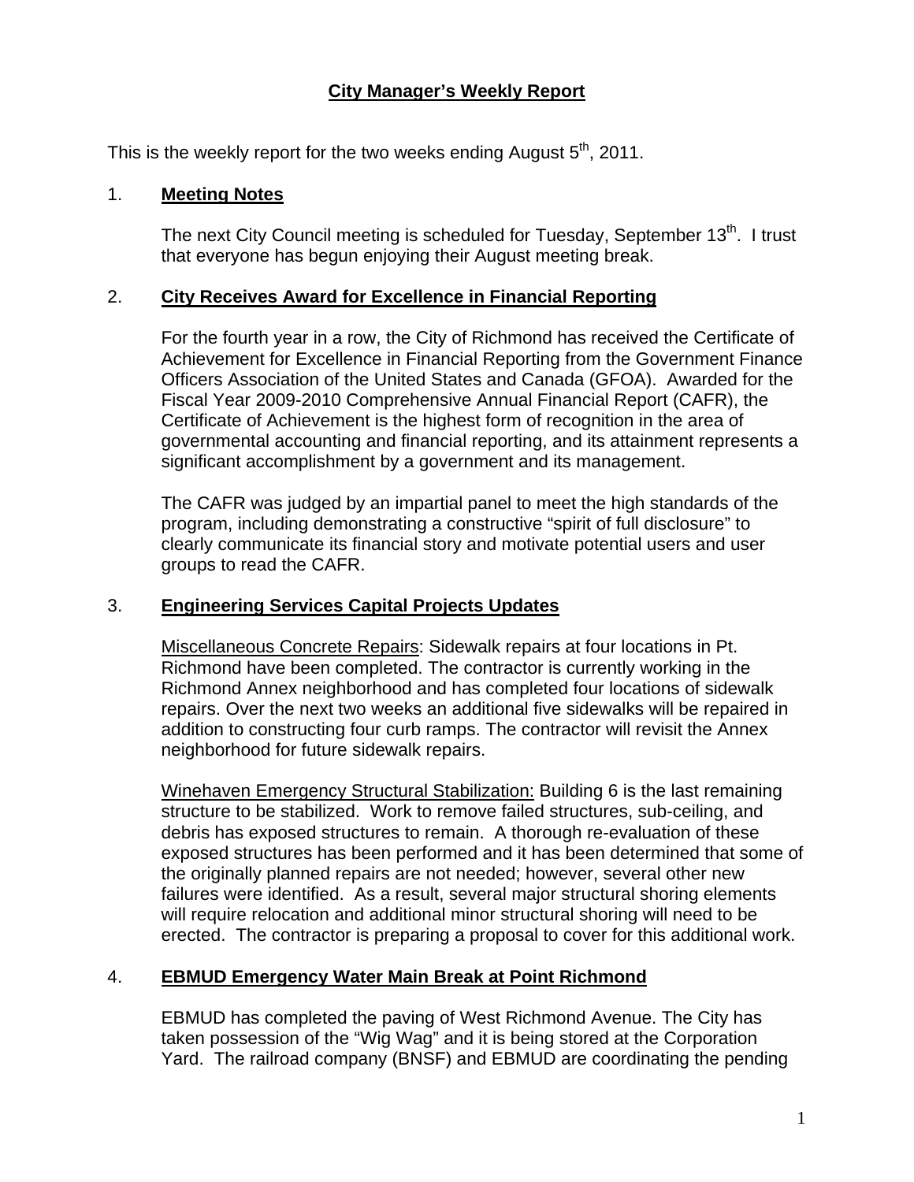# City Manager's Weekly Report

This is the weekly report for the two weeks ending August 5th, 2011.

## 1. Meeting Notes

The next City Council meeting is scheduled for Tuesday, September 13th. I trust that everyone has begun enjoying their August meeting break.

## 2. City Receives Award for Excellence in Financial Reporting

For the fourth year in a row, the City of Richmond has received the Certificate of Achievement for Excellence in Financial Reporting from the Government Finance Officers Association of the United States and Canada (GFOA). Awarded for the Fiscal Year 2009-2010 Comprehensive Annual Financial Report (CAFR), the Certificate of Achievement is the highest form of recognition in the area of governmental accounting and financial reporting, and its attainment represents a significant accomplishment by a government and its management.

The CAFR was judged by an impartial panel to meet the high standards of the program, including demonstrating a constructive "spirit of full disclosure" to clearly communicate its financial story and motivate potential users and user groups to read the CAFR.

## 3. Engineering Services Capital Projects Updates

Miscellaneous Concrete Repairs: Sidewalk repairs at four locations in Pt. Richmond have been completed. The contractor is currently working in the Richmond Annex neighborhood and has completed four locations of sidewalk repairs. Over the next two weeks an additional five sidewalks will be repaired in addition to constructing four curb ramps. The contractor will revisit the Annex neighborhood for future sidewalk repairs.

Winehaven Emergency Structural Stabilization: Building 6 is the last remaining structure to be stabilized. Work to remove failed structures, sub-ceiling, and debris has exposed structures to remain. A thorough re-evaluation of these exposed structures has been performed and it has been determined that some of the originally planned repairs are not needed; however, several other new failures were identified. As a result, several major structural shoring elements will require relocation and additional minor structural shoring will need to be erected. The contractor is preparing a proposal to cover for this additional work.

## 4. EBMUD Emergency Water Main Break at Point Richmond

EBMUD has completed the paving of West Richmond Avenue. The City has taken possession of the "Wig Wag" and it is being stored at the Corporation Yard. The railroad company (BNSF) and EBMUD are coordinating the pending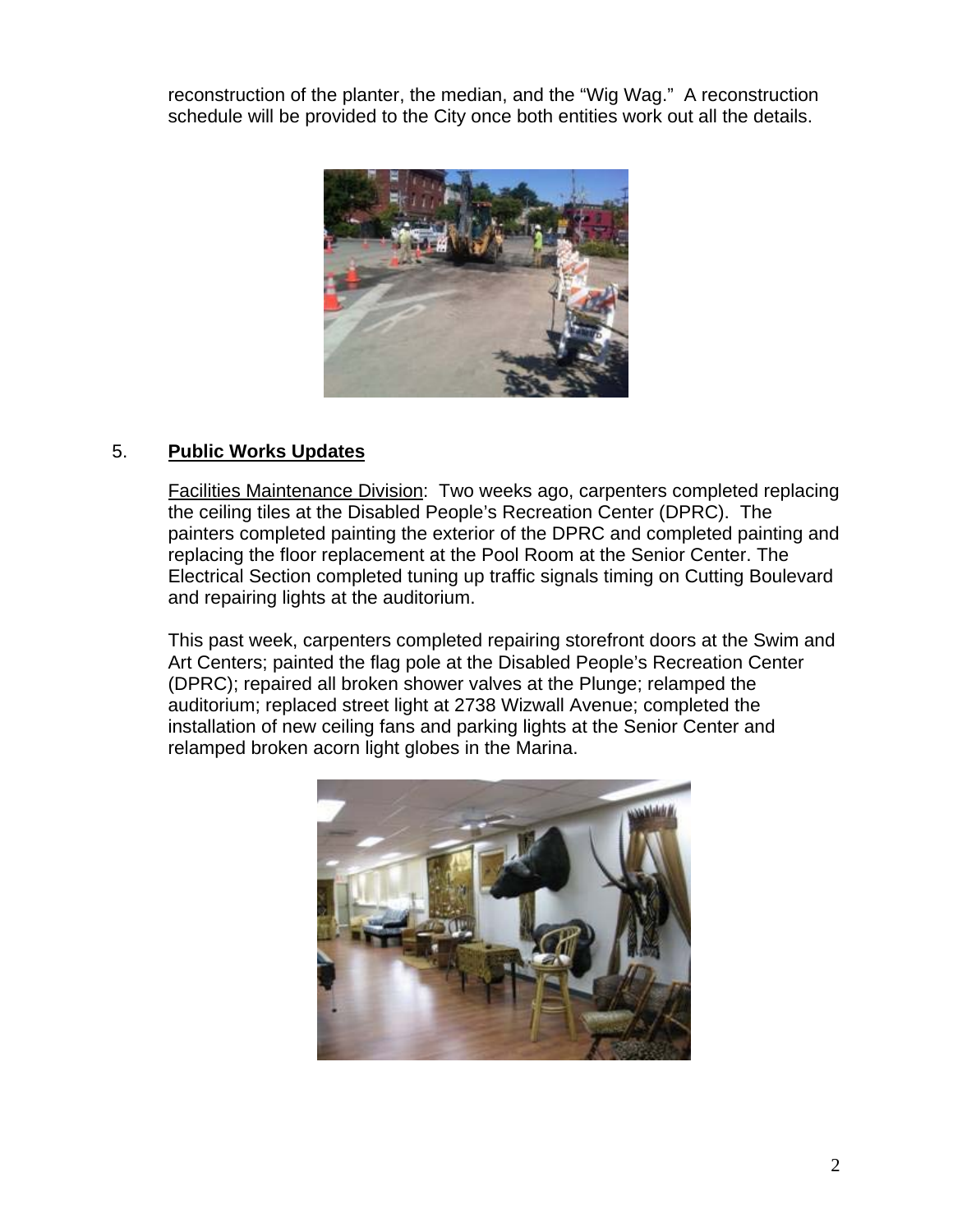reconstruction of the planter, the median, and the “Wig Wag.” A reconstruction schedule will be provided to the City once both entities work out all the details.

5. **Public Works Updates**

Facilities Maintenance Division: Two weeks ago, carpenters completed replacing the ceiling tiles at the Disabled People’s Recreation Center (DPRC). The painters completed painting the exterior of the DPRC and completed painting and replacing the floor replacement at the Pool Room at the Senior Center. The Electrical Section completed tuning up traffic signals timing on Cutting Boulevard and repairing lights at the auditorium.

This past week, carpenters completed repairing storefront doors at the Swim and Art Centers; painted the flag pole at the Disabled People’s Recreation Center (DPRC); repaired all broken shower valves at the Plunge; relamped the auditorium; replaced street light at 2738 Wizwall Avenue; completed the installation of new ceiling fans and parking lights at the Senior Center and relamped broken acorn light globes in the Marina.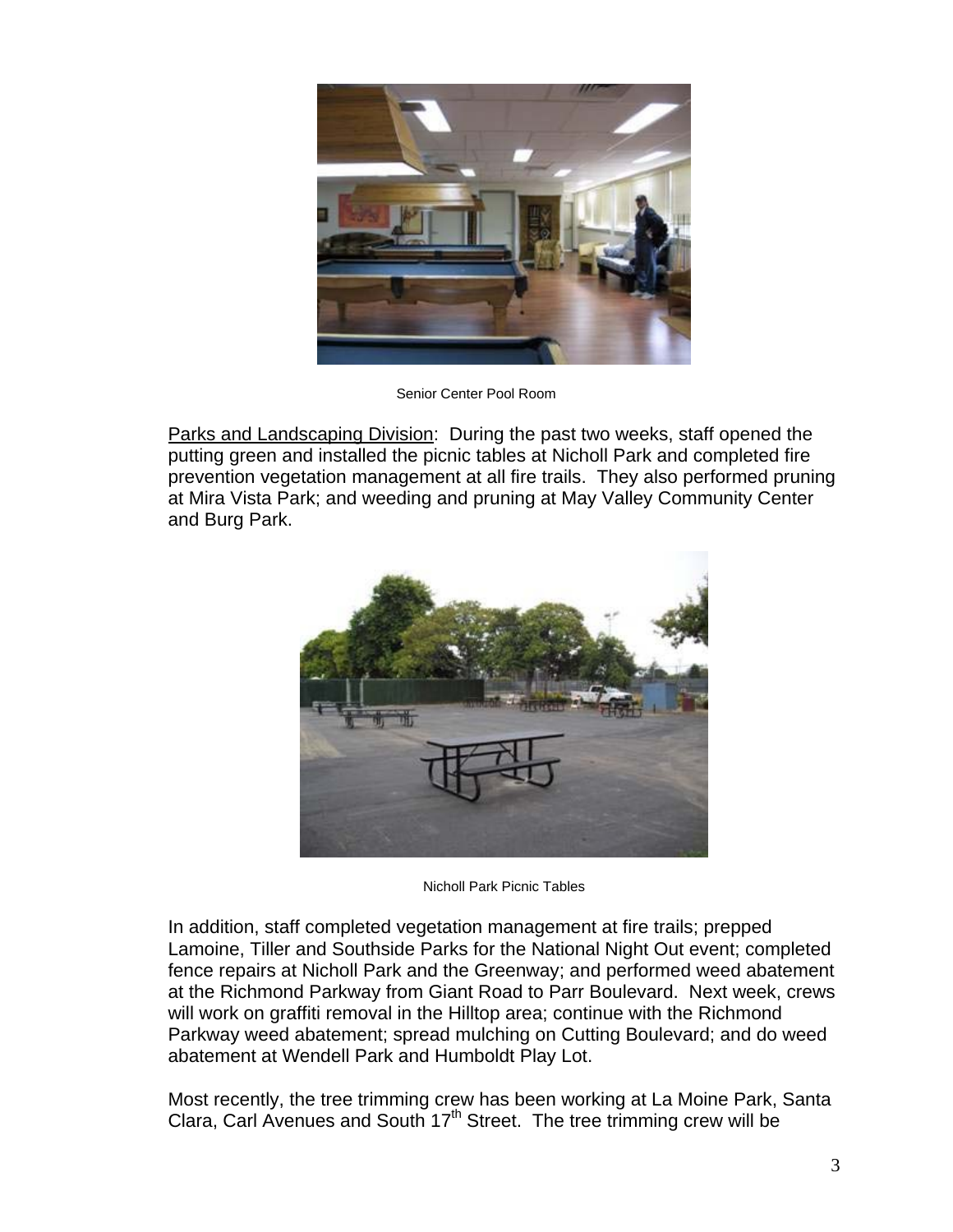Senior Center Pool Room

Parks and Landscaping Division:  During the past two weeks, staff opened the putting green and installed the picnic tables at Nicholl Park and completed fire prevention vegetation management at all fire trails.  They also performed pruning at Mira Vista Park; and weeding and pruning at May Valley Community Center and Burg Park.

Nicholl Park Picnic Tables

In addition, staff completed vegetation management at fire trails; prepped Lamoine, Tiller and Southside Parks for the National Night Out event; completed fence repairs at Nicholl Park and the Greenway; and performed weed abatement at the Richmond Parkway from Giant Road to Parr Boulevard.  Next week, crews will work on graffiti removal in the Hilltop area; continue with the Richmond Parkway weed abatement; spread mulching on Cutting Boulevard; and do weed abatement at Wendell Park and Humboldt Play Lot.

Most recently, the tree trimming crew has been working at La Moine Park, Santa Clara, Carl Avenues and South 17th Street.  The tree trimming crew will be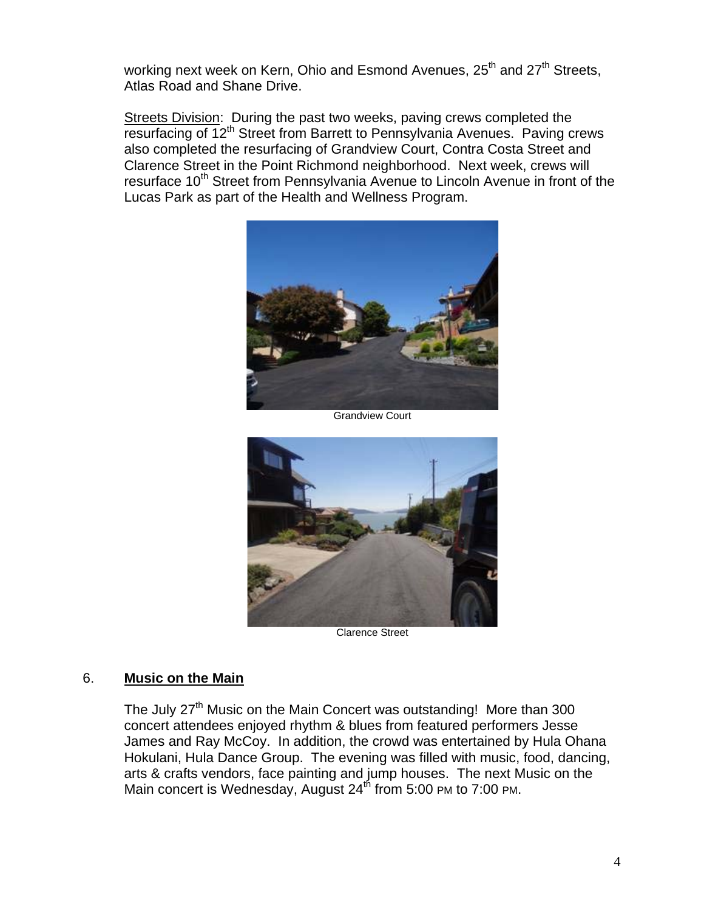working next week on Kern, Ohio and Esmond Avenues, 25th and 27th Streets, Atlas Road and Shane Drive.

Streets Division: During the past two weeks, paving crews completed the resurfacing of 12th Street from Barrett to Pennsylvania Avenues. Paving crews also completed the resurfacing of Grandview Court, Contra Costa Street and Clarence Street in the Point Richmond neighborhood. Next week, crews will resurface 10th Street from Pennsylvania Avenue to Lincoln Avenue in front of the Lucas Park as part of the Health and Wellness Program.

Grandview Court

Clarence Street

6. **Music on the Main**

The July 27th Music on the Main Concert was outstanding! More than 300 concert attendees enjoyed rhythm & blues from featured performers Jesse James and Ray McCoy. In addition, the crowd was entertained by Hula Ohana Hokulani, Hula Dance Group. The evening was filled with music, food, dancing, arts & crafts vendors, face painting and jump houses. The next Music on the Main concert is Wednesday, August 24th from 5:00 PM to 7:00 PM.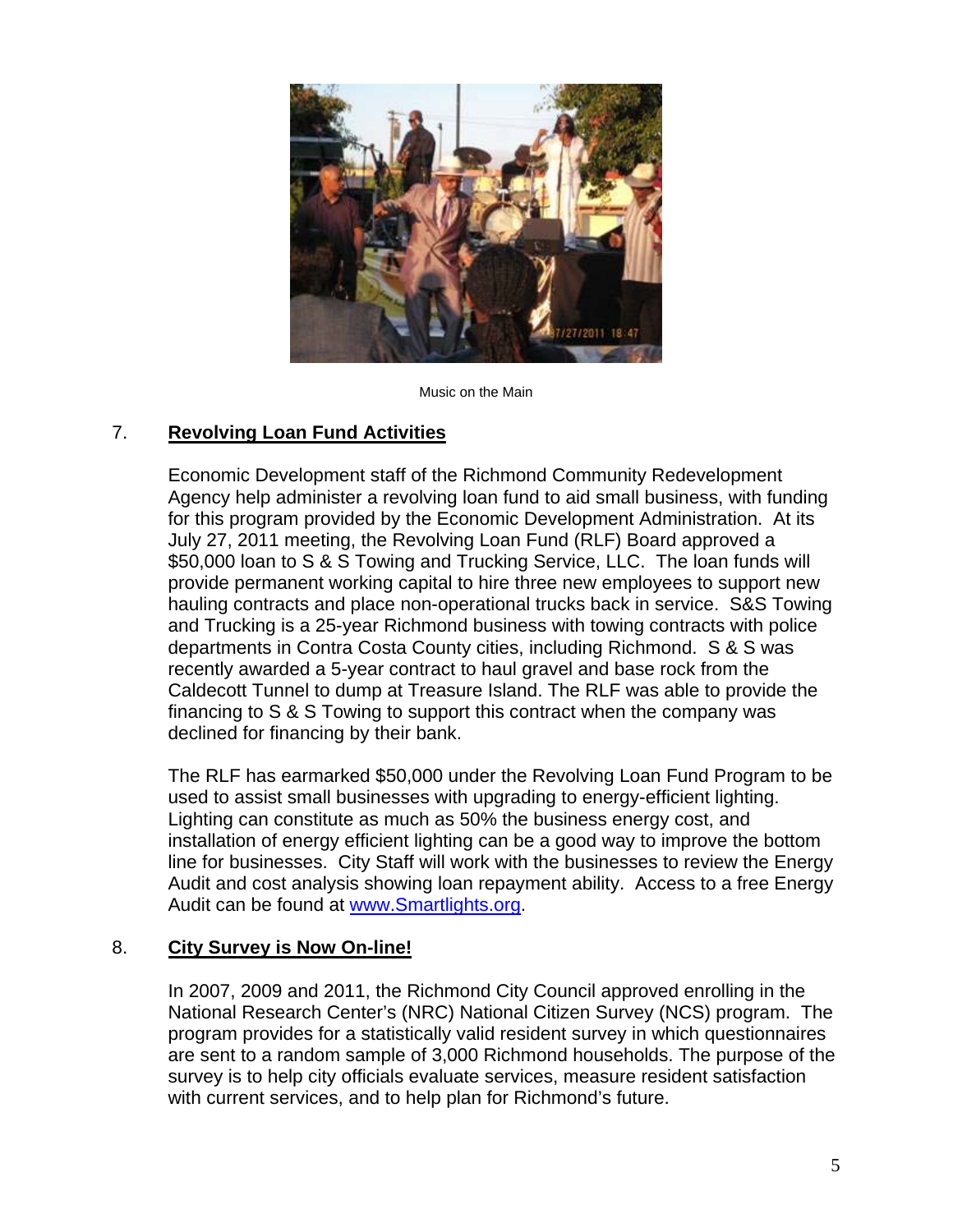Music on the Main

## 7. **Revolving Loan Fund Activities**

Economic Development staff of the Richmond Community Redevelopment Agency help administer a revolving loan fund to aid small business, with funding for this program provided by the Economic Development Administration. At its July 27, 2011 meeting, the Revolving Loan Fund (RLF) Board approved a $50,000 loan to S & S Towing and Trucking Service, LLC. The loan funds will provide permanent working capital to hire three new employees to support new hauling contracts and place non-operational trucks back in service. S&S Towing and Trucking is a 25-year Richmond business with towing contracts with police departments in Contra Costa County cities, including Richmond. S & S was recently awarded a 5-year contract to haul gravel and base rock from the Caldecott Tunnel to dump at Treasure Island. The RLF was able to provide the financing to S & S Towing to support this contract when the company was declined for financing by their bank.

The RLF has earmarked $50,000 under the Revolving Loan Fund Program to be used to assist small businesses with upgrading to energy-efficient lighting. Lighting can constitute as much as 50% the business energy cost, and installation of energy efficient lighting can be a good way to improve the bottom line for businesses. City Staff will work with the businesses to review the Energy Audit and cost analysis showing loan repayment ability. Access to a free Energy Audit can be found at [www.Smartlights.org](http://www.Smartlights.org).

## 8. **City Survey is Now On-line!**

In 2007, 2009 and 2011, the Richmond City Council approved enrolling in the National Research Center's (NRC) National Citizen Survey (NCS) program. The program provides for a statistically valid resident survey in which questionnaires are sent to a random sample of 3,000 Richmond households. The purpose of the survey is to help city officials evaluate services, measure resident satisfaction with current services, and to help plan for Richmond's future.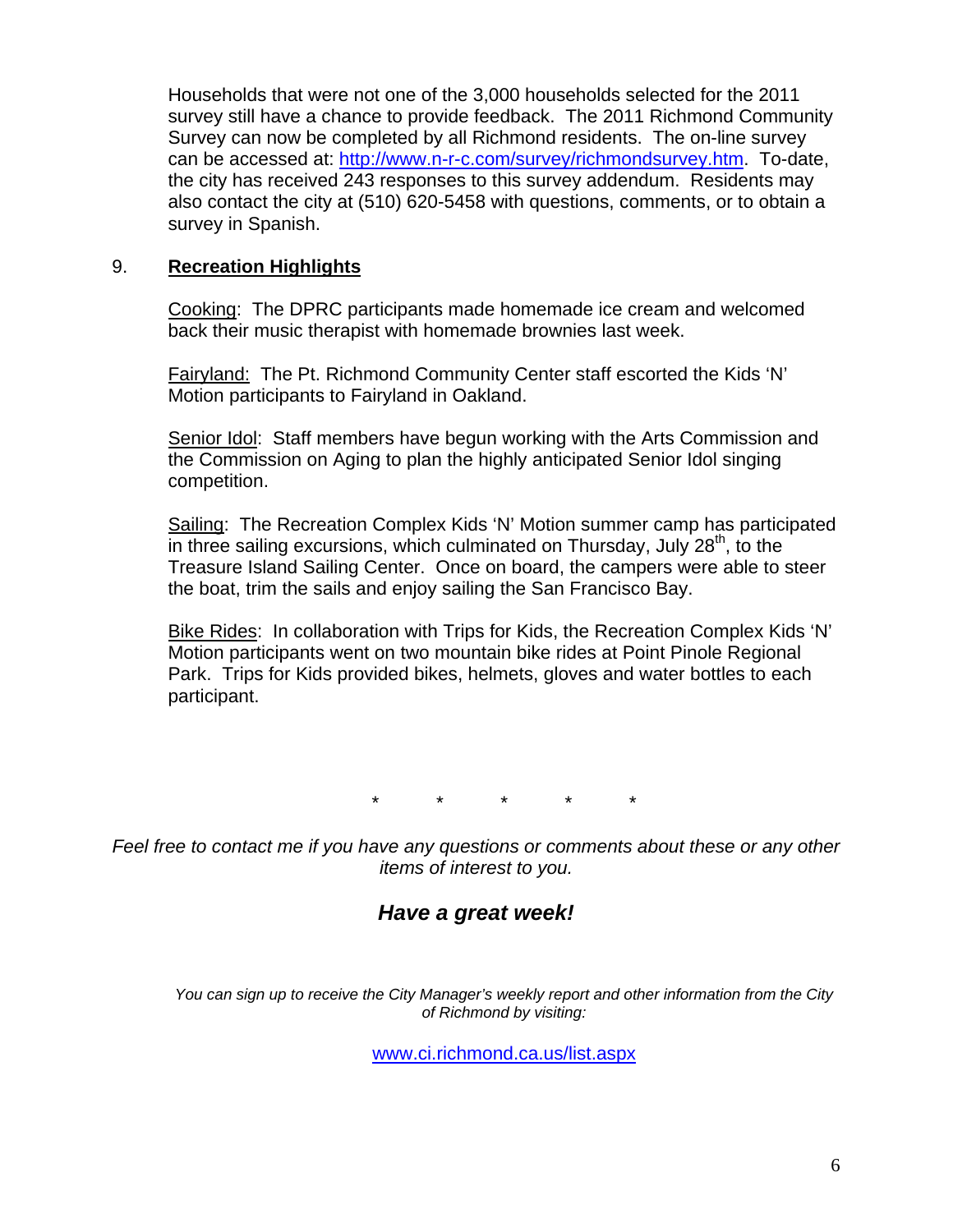Households that were not one of the 3,000 households selected for the 2011 survey still have a chance to provide feedback. The 2011 Richmond Community Survey can now be completed by all Richmond residents. The on-line survey can be accessed at: [http://www.n-r-c.com/survey/richmondsurvey.htm](http://www.n-r-c.com/survey/richmondsurvey.htm). To-date, the city has received 243 responses to this survey addendum. Residents may also contact the city at (510) 620-5458 with questions, comments, or to obtain a survey in Spanish.

## 9. **Recreation Highlights**

Cooking: The DPRC participants made homemade ice cream and welcomed back their music therapist with homemade brownies last week.

Fairyland: The Pt. Richmond Community Center staff escorted the Kids 'N' Motion participants to Fairyland in Oakland.

Senior Idol: Staff members have begun working with the Arts Commission and the Commission on Aging to plan the highly anticipated Senior Idol singing competition.

Sailing: The Recreation Complex Kids 'N' Motion summer camp has participated in three sailing excursions, which culminated on Thursday, July 28th, to the Treasure Island Sailing Center. Once on board, the campers were able to steer the boat, trim the sails and enjoy sailing the San Francisco Bay.

Bike Rides: In collaboration with Trips for Kids, the Recreation Complex Kids 'N' Motion participants went on two mountain bike rides at Point Pinole Regional Park. Trips for Kids provided bikes, helmets, gloves and water bottles to each participant.

\* \* \* \* \*

*Feel free to contact me if you have any questions or comments about these or any other items of interest to you.*

***Have a great week!***

*You can sign up to receive the City Manager's weekly report and other information from the City of Richmond by visiting:*

[www.ci.richmond.ca.us/list.aspx](http://www.ci.richmond.ca.us/list.aspx)